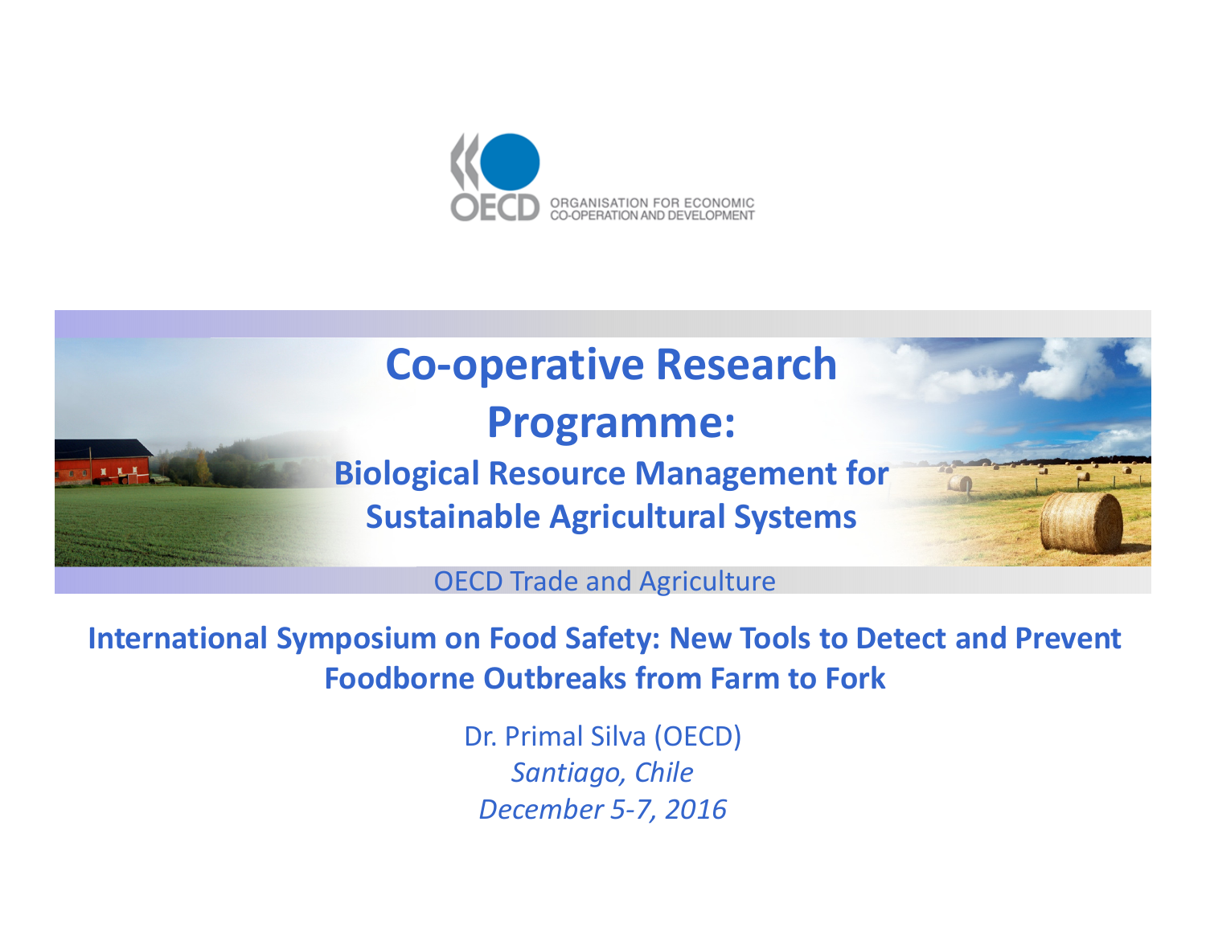OECD ORGANISATION FOR ECONOMIC CO-OPERATION AND DEVELOPMENT

# Co-operative Research Programme:

## Biological Resource Management for Sustainable Agricultural Systems

OECD Trade and Agriculture

**International Symposium on Food Safety: New Tools to Detect and Prevent Foodborne Outbreaks from Farm to Fork**

Dr. Primal Silva (OECD)

*Santiago, Chile*

*December 5-7, 2016*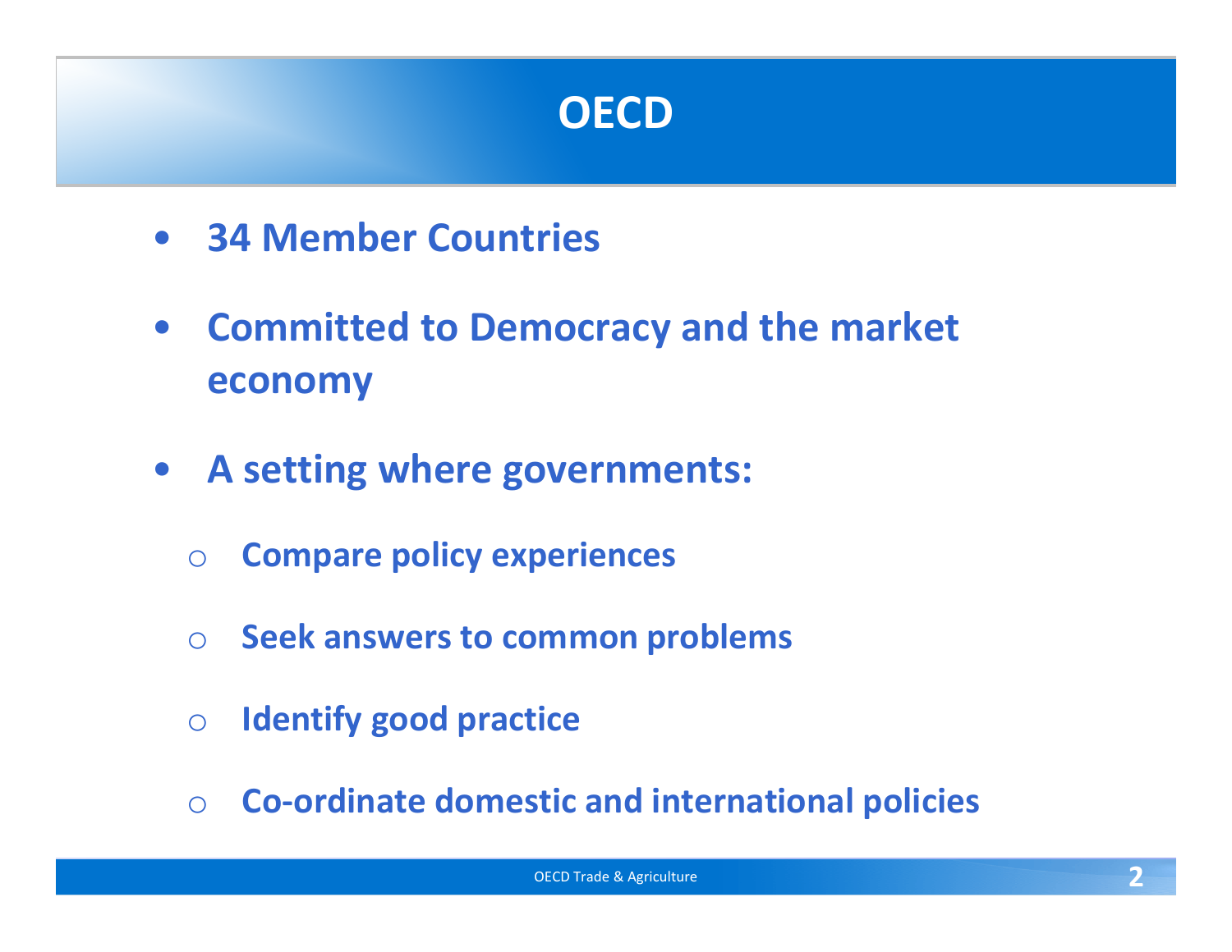# OECD

- **34 Member Countries**
- **Committed to Democracy and the market economy**
- **A setting where governments:**
    - **Compare policy experiences**
    - **Seek answers to common problems**
    - **Identify good practice**
    - **Co-ordinate domestic and international policies**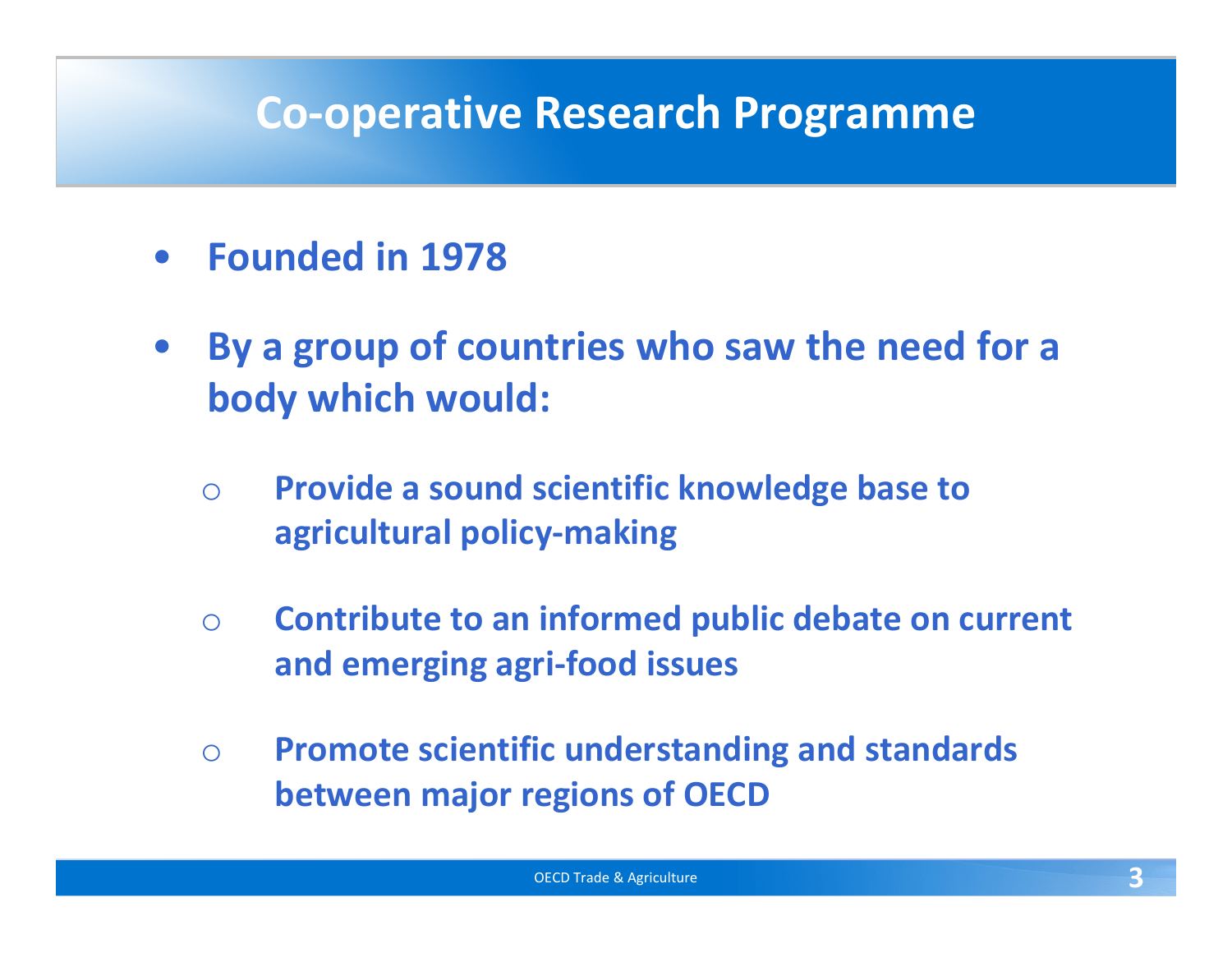# Co-operative Research Programme

- **Founded in 1978**
- **By a group of countries who saw the need for a body which would:**
  - **Provide a sound scientific knowledge base to agricultural policy-making**
  - **Contribute to an informed public debate on current and emerging agri-food issues**
  - **Promote scientific understanding and standards between major regions of OECD**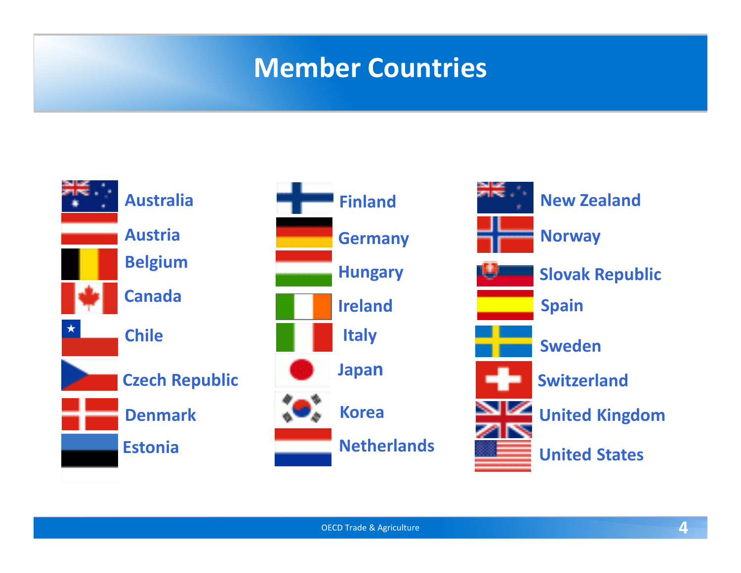# Member Countries

- Australia
- Austria
- Belgium
- Canada
- Chile
- Czech Republic
- Denmark
- Estonia
- Finland
- Germany
- Hungary
- Ireland
- Italy
- Japan
- Korea
- Netherlands
- New Zealand
- Norway
- Slovak Republic
- Spain
- Sweden
- Switzerland
- United Kingdom
- United States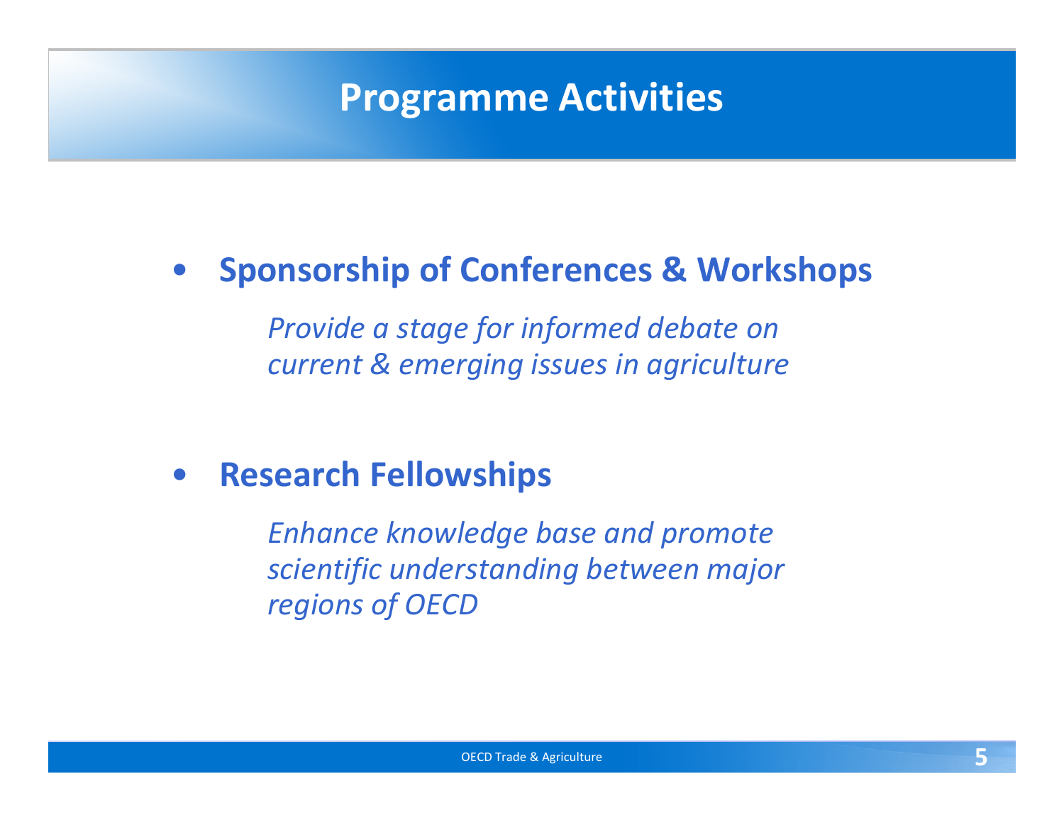# Programme Activities

- **Sponsorship of Conferences & Workshops**

  *Provide a stage for informed debate on current & emerging issues in agriculture*

- **Research Fellowships**

  *Enhance knowledge base and promote scientific understanding between major regions of OECD*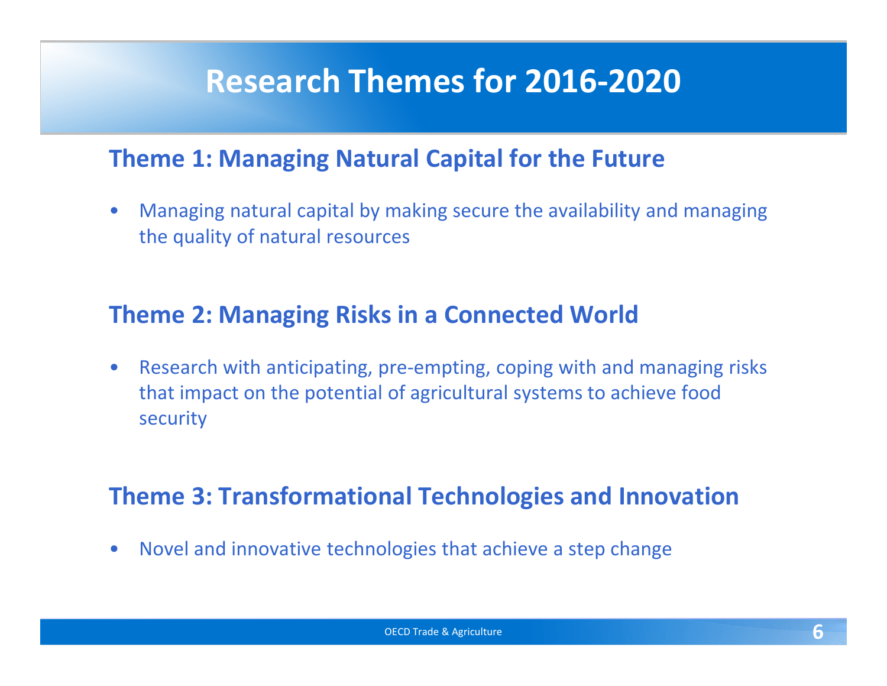# Research Themes for 2016-2020

## Theme 1: Managing Natural Capital for the Future

- Managing natural capital by making secure the availability and managing the quality of natural resources

## Theme 2: Managing Risks in a Connected World

- Research with anticipating, pre-empting, coping with and managing risks that impact on the potential of agricultural systems to achieve food security

## Theme 3: Transformational Technologies and Innovation

- Novel and innovative technologies that achieve a step change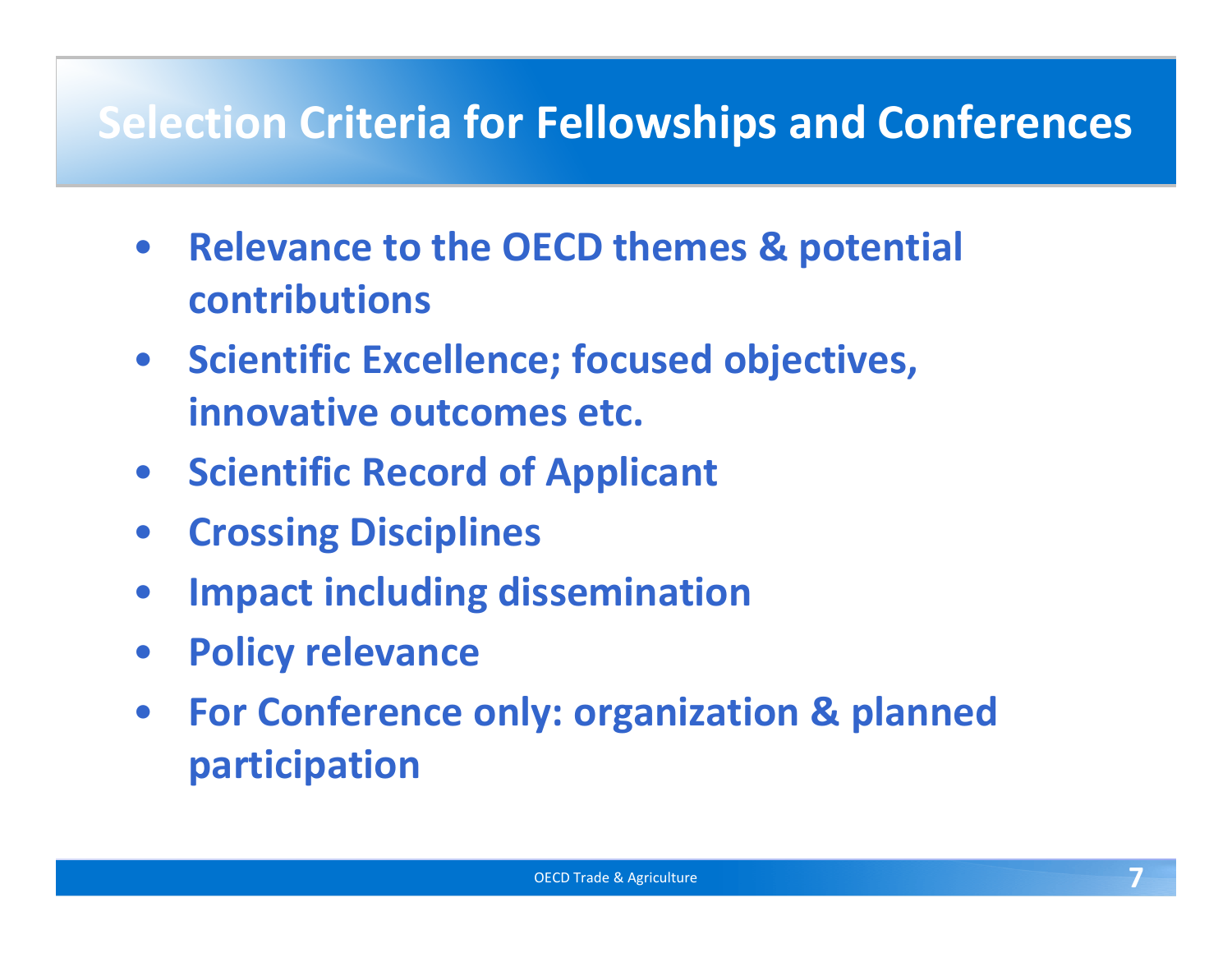# Selection Criteria for Fellowships and Conferences

- **Relevance to the OECD themes & potential contributions**
- **Scientific Excellence; focused objectives, innovative outcomes etc.**
- **Scientific Record of Applicant**
- **Crossing Disciplines**
- **Impact including dissemination**
- **Policy relevance**
- **For Conference only: organization & planned participation**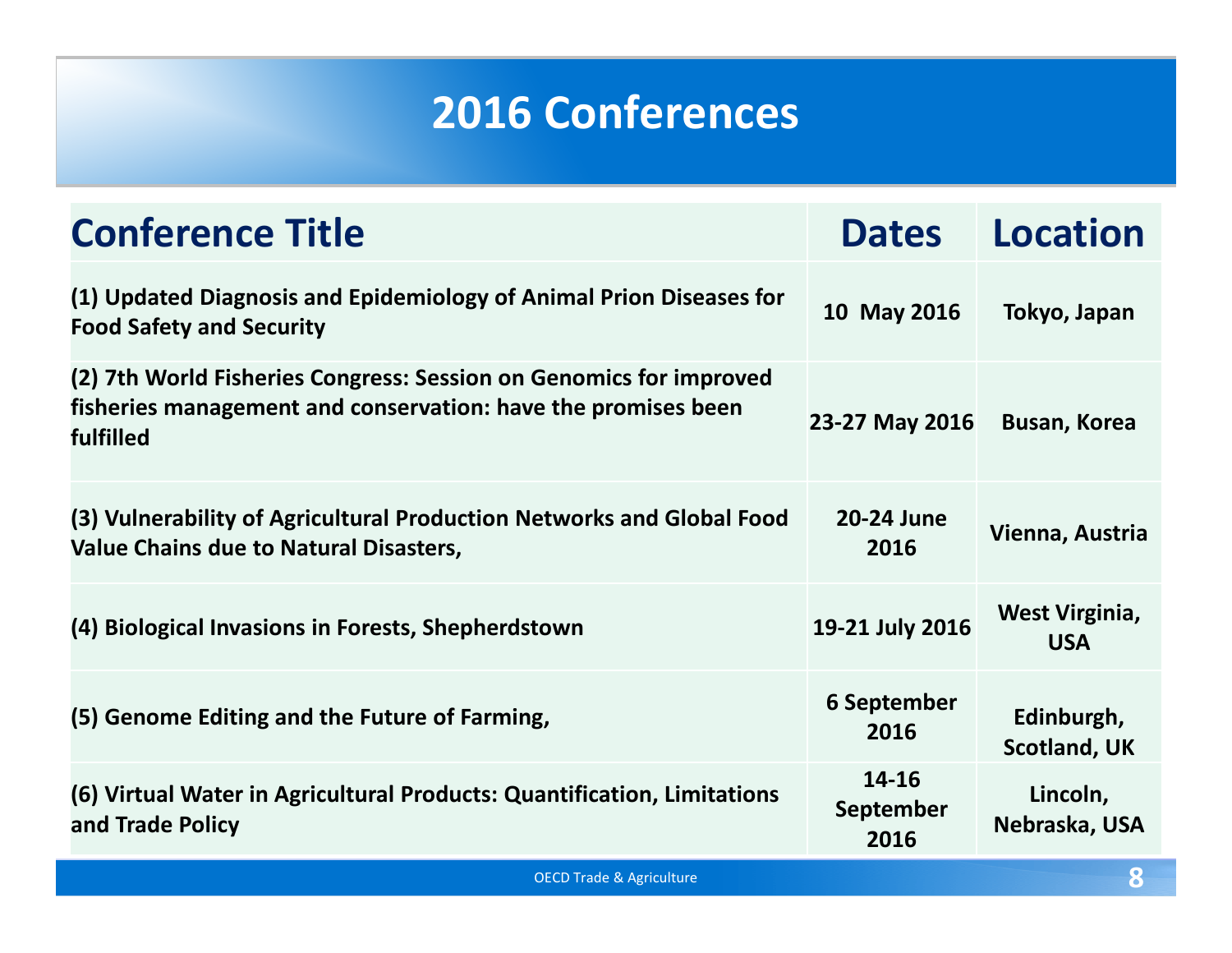# 2016 Conferences

| Conference Title | Dates | Location |
|---|---|---|
| **(1) Updated Diagnosis and Epidemiology of Animal Prion Diseases for Food Safety and Security** | **10 May 2016** | **Tokyo, Japan** |
| **(2) 7th World Fisheries Congress: Session on Genomics for improved fisheries management and conservation: have the promises been fulfilled** | **23-27 May 2016** | **Busan, Korea** |
| **(3) Vulnerability of Agricultural Production Networks and Global Food Value Chains due to Natural Disasters,** | **20-24 June 2016** | **Vienna, Austria** |
| **(4) Biological Invasions in Forests, Shepherdstown** | **19-21 July 2016** | **West Virginia, USA** |
| **(5) Genome Editing and the Future of Farming,** | **6 September 2016** | **Edinburgh, Scotland, UK** |
| **(6) Virtual Water in Agricultural Products: Quantification, Limitations and Trade Policy** | **14-16 September 2016** | **Lincoln, Nebraska, USA** |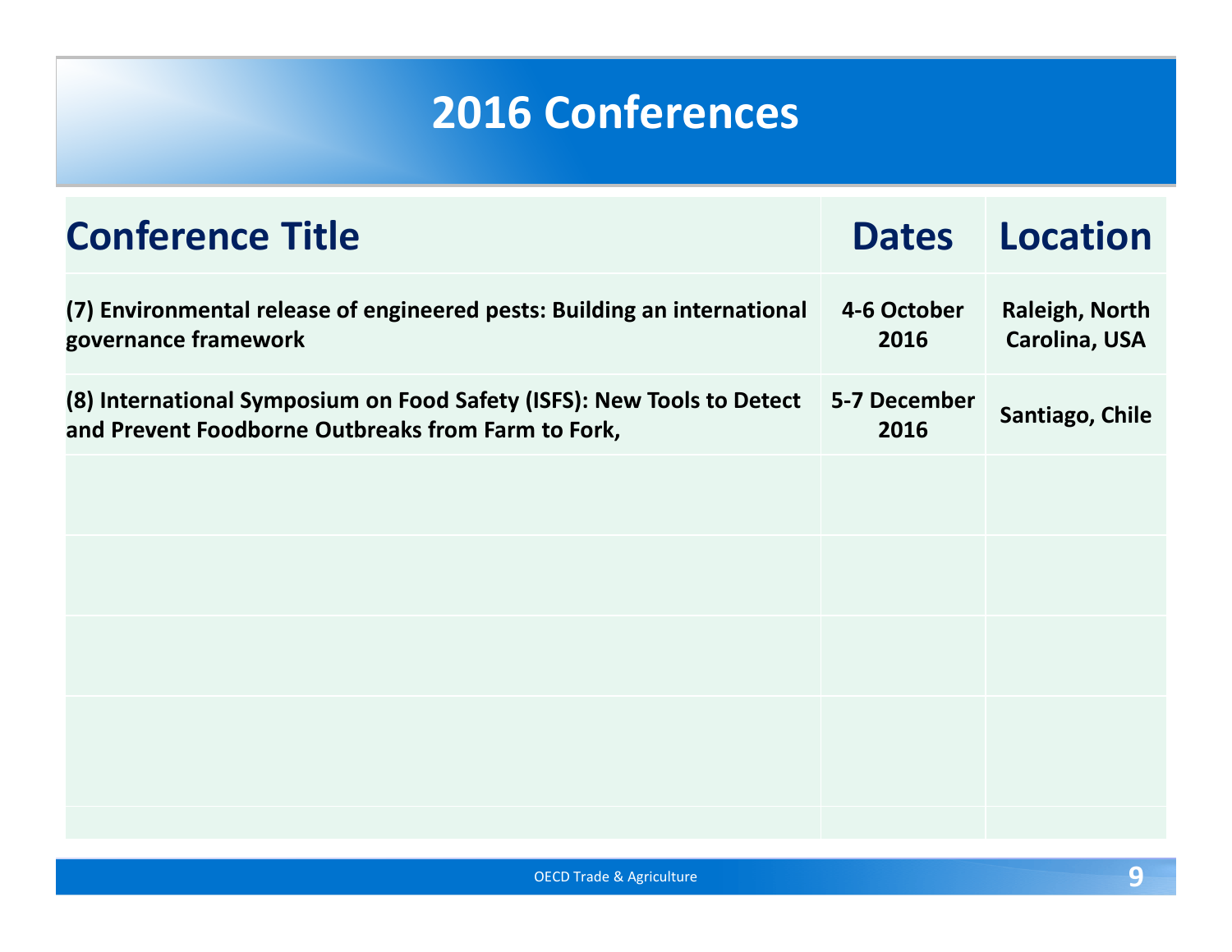# 2016 Conferences

| Conference Title | Dates | Location |
|---|---|---|
| (7) Environmental release of engineered pests: Building an international governance framework | 4-6 October 2016 | Raleigh, North Carolina, USA |
| (8) International Symposium on Food Safety (ISFS): New Tools to Detect and Prevent Foodborne Outbreaks from Farm to Fork, | 5-7 December 2016 | Santiago, Chile |
| | | |
| | | |
| | | |
| | | |
| | | |

OECD Trade & Agriculture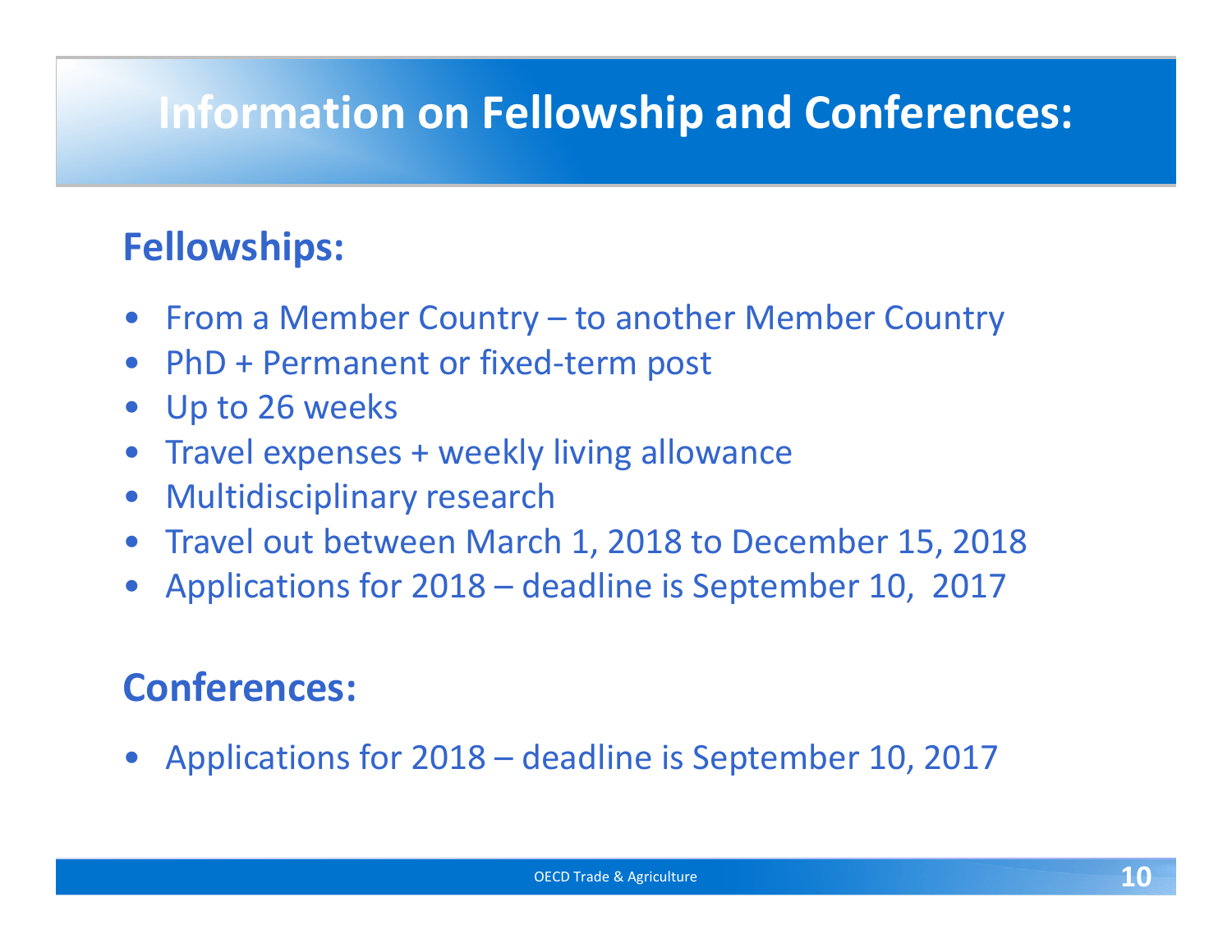# Information on Fellowship and Conferences:

## Fellowships:

- From a Member Country – to another Member Country
- PhD + Permanent or fixed-term post
- Up to 26 weeks
- Travel expenses + weekly living allowance
- Multidisciplinary research
- Travel out between March 1, 2018 to December 15, 2018
- Applications for 2018 – deadline is September 10,  2017

## Conferences:

- Applications for 2018 – deadline is September 10, 2017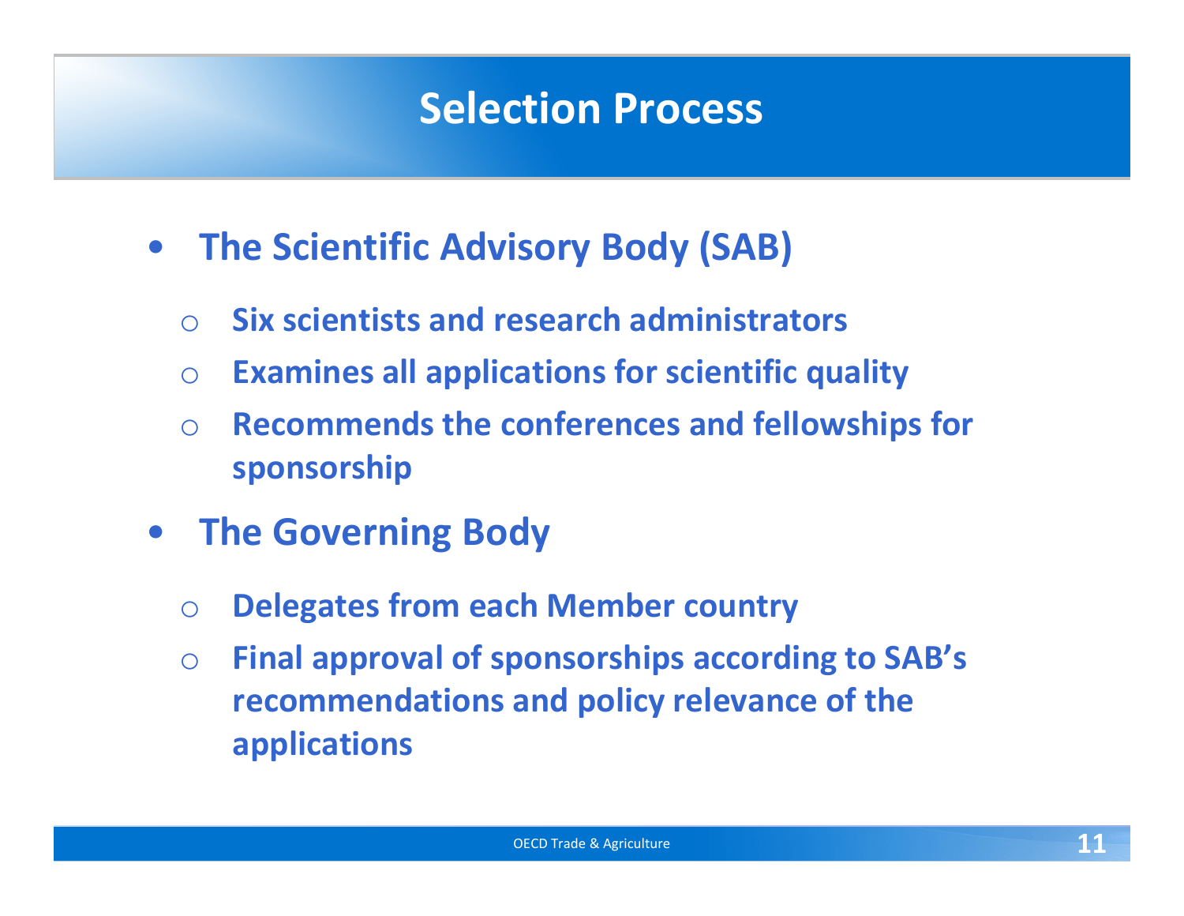# Selection Process

- **The Scientific Advisory Body (SAB)**
  - **Six scientists and research administrators**
  - **Examines all applications for scientific quality**
  - **Recommends the conferences and fellowships for sponsorship**
- **The Governing Body**
  - **Delegates from each Member country**
  - **Final approval of sponsorships according to SAB's recommendations and policy relevance of the applications**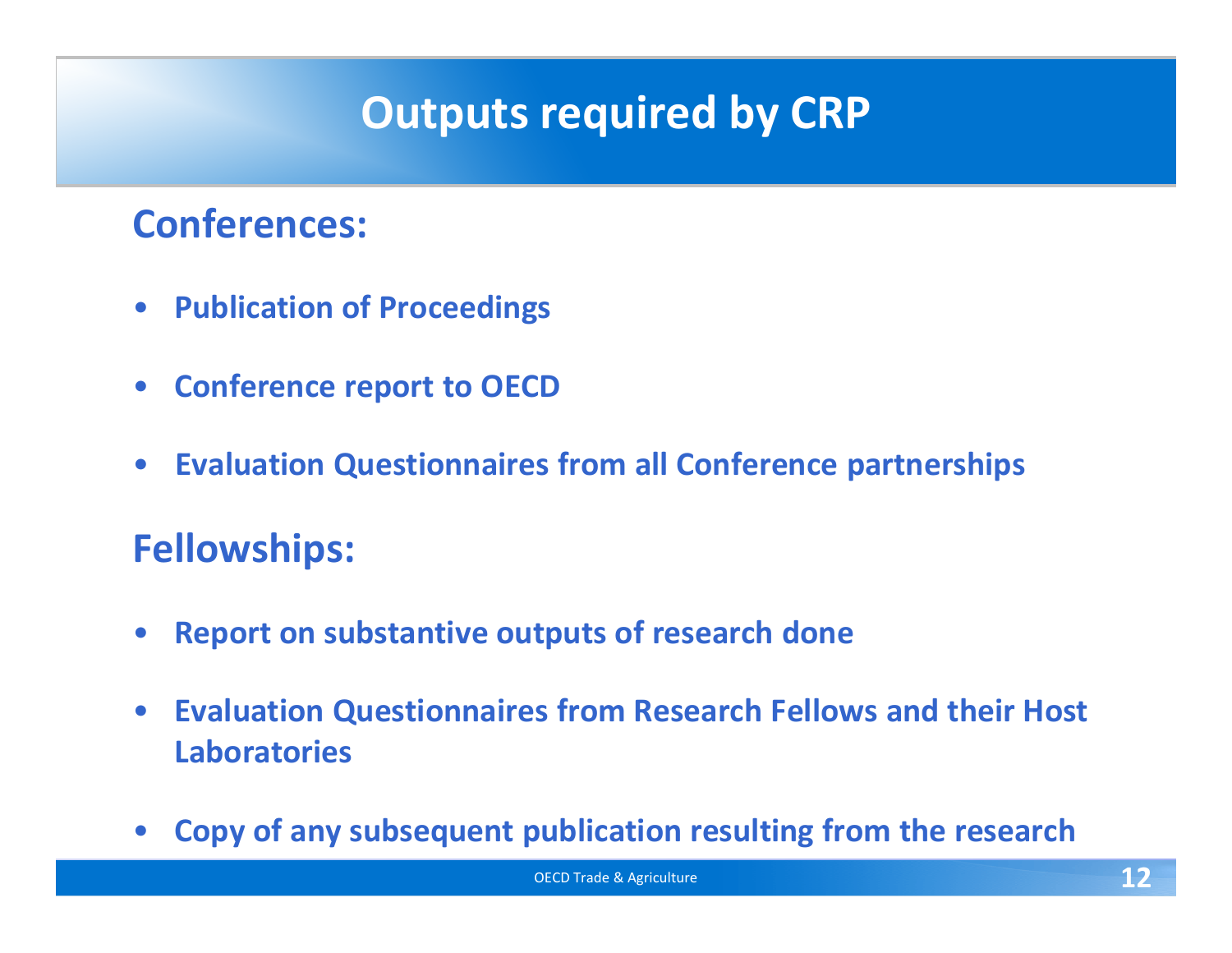# Outputs required by CRP

## Conferences:

- **Publication of Proceedings**
- **Conference report to OECD**
- **Evaluation Questionnaires from all Conference partnerships**

## Fellowships:

- **Report on substantive outputs of research done**
- **Evaluation Questionnaires from Research Fellows and their Host Laboratories**
- **Copy of any subsequent publication resulting from the research**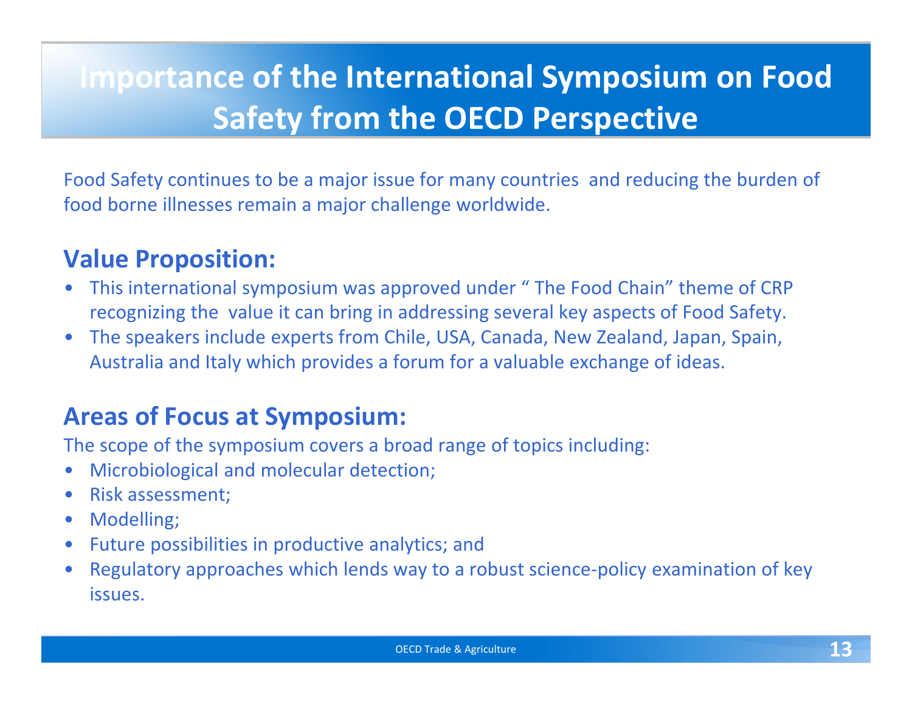# Importance of the International Symposium on Food Safety from the OECD Perspective

Food Safety continues to be a major issue for many countries and reducing the burden of food borne illnesses remain a major challenge worldwide.

## Value Proposition:

- This international symposium was approved under " The Food Chain" theme of CRP recognizing the value it can bring in addressing several key aspects of Food Safety.
- The speakers include experts from Chile, USA, Canada, New Zealand, Japan, Spain, Australia and Italy which provides a forum for a valuable exchange of ideas.

## Areas of Focus at Symposium:

The scope of the symposium covers a broad range of topics including:

- Microbiological and molecular detection;
- Risk assessment;
- Modelling;
- Future possibilities in productive analytics; and
- Regulatory approaches which lends way to a robust science-policy examination of key issues.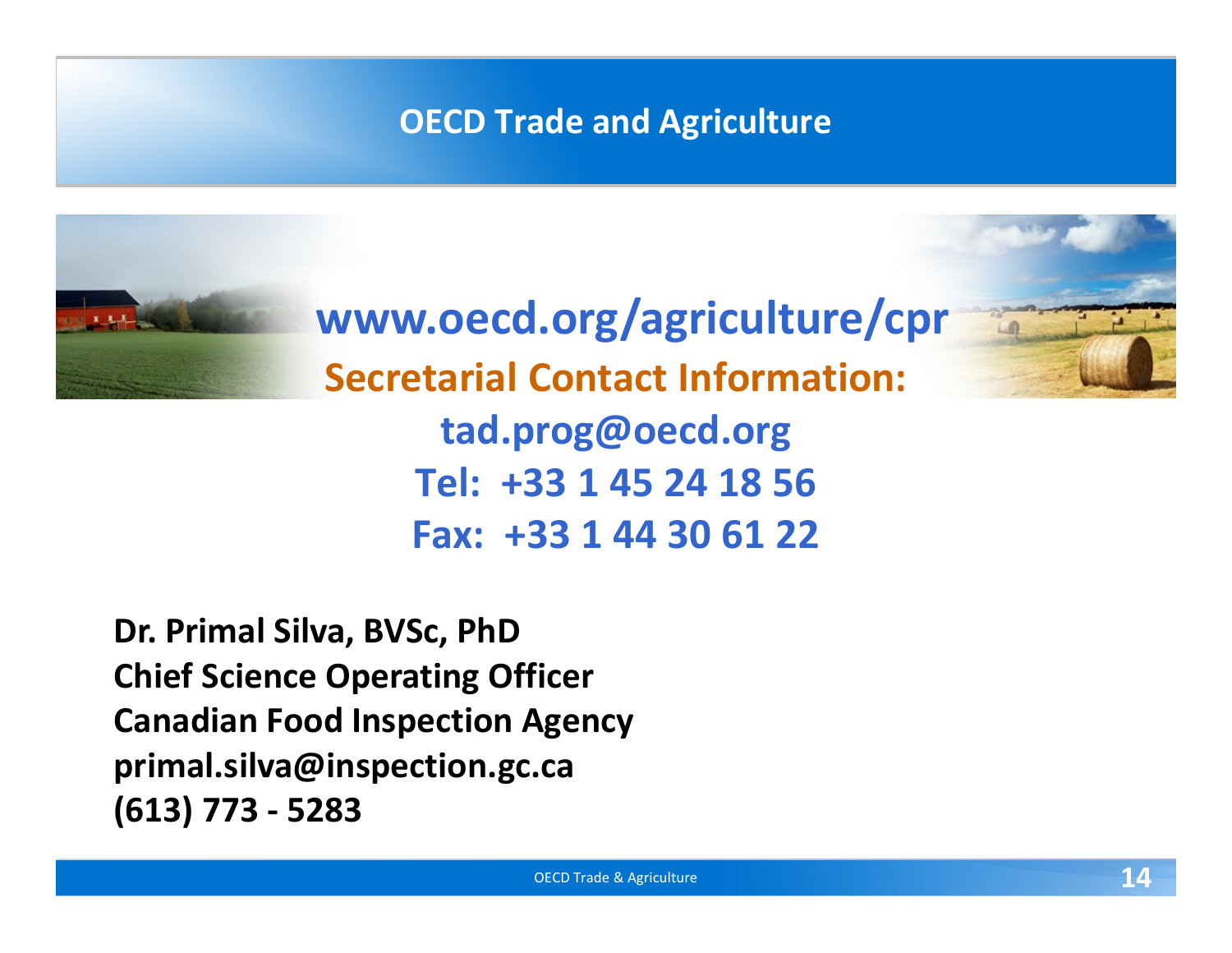# OECD Trade and Agriculture

**www.oecd.org/agriculture/cpr**

**Secretarial Contact Information:**

**tad.prog@oecd.org**

**Tel: +33 1 45 24 18 56**

**Fax: +33 1 44 30 61 22**

**Dr. Primal Silva, BVSc, PhD**
**Chief Science Operating Officer**
**Canadian Food Inspection Agency**
**primal.silva@inspection.gc.ca**
**(613) 773 - 5283**